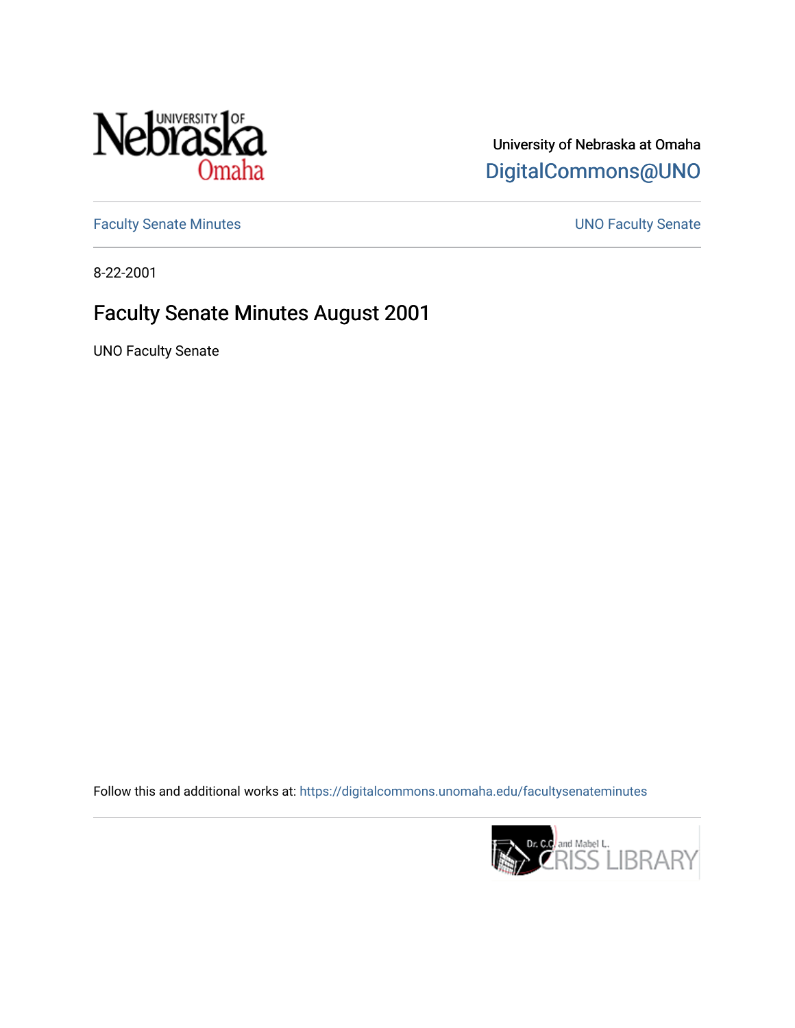University of Nebraska at Omaha

DigitalCommons@UNO

Faculty Senate Minutes

UNO Faculty Senate

8-22-2001

# Faculty Senate Minutes August 2001

UNO Faculty Senate

Follow this and additional works at: https://digitalcommons.unomaha.edu/facultysenateminutes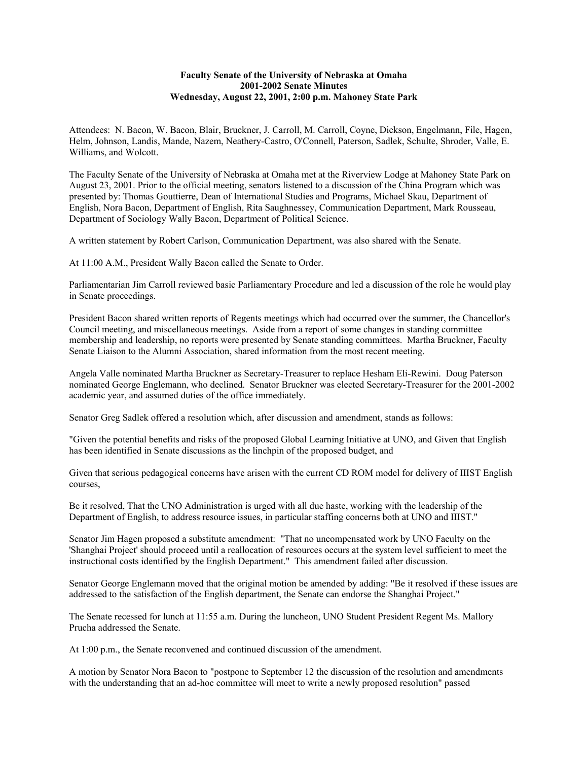**Faculty Senate of the University of Nebraska at Omaha**
**2001-2002 Senate Minutes**
**Wednesday, August 22, 2001, 2:00 p.m. Mahoney State Park**

Attendees: N. Bacon, W. Bacon, Blair, Bruckner, J. Carroll, M. Carroll, Coyne, Dickson, Engelmann, File, Hagen, Helm, Johnson, Landis, Mande, Nazem, Neathery-Castro, O'Connell, Paterson, Sadlek, Schulte, Shroder, Valle, E. Williams, and Wolcott.

The Faculty Senate of the University of Nebraska at Omaha met at the Riverview Lodge at Mahoney State Park on August 23, 2001. Prior to the official meeting, senators listened to a discussion of the China Program which was presented by: Thomas Gouttierre, Dean of International Studies and Programs, Michael Skau, Department of English, Nora Bacon, Department of English, Rita Saughnessey, Communication Department, Mark Rousseau, Department of Sociology Wally Bacon, Department of Political Science.

A written statement by Robert Carlson, Communication Department, was also shared with the Senate.

At 11:00 A.M., President Wally Bacon called the Senate to Order.

Parliamentarian Jim Carroll reviewed basic Parliamentary Procedure and led a discussion of the role he would play in Senate proceedings.

President Bacon shared written reports of Regents meetings which had occurred over the summer, the Chancellor's Council meeting, and miscellaneous meetings. Aside from a report of some changes in standing committee membership and leadership, no reports were presented by Senate standing committees. Martha Bruckner, Faculty Senate Liaison to the Alumni Association, shared information from the most recent meeting.

Angela Valle nominated Martha Bruckner as Secretary-Treasurer to replace Hesham Eli-Rewini. Doug Paterson nominated George Englemann, who declined. Senator Bruckner was elected Secretary-Treasurer for the 2001-2002 academic year, and assumed duties of the office immediately.

Senator Greg Sadlek offered a resolution which, after discussion and amendment, stands as follows:

"Given the potential benefits and risks of the proposed Global Learning Initiative at UNO, and Given that English has been identified in Senate discussions as the linchpin of the proposed budget, and

Given that serious pedagogical concerns have arisen with the current CD ROM model for delivery of IIIST English courses,

Be it resolved, That the UNO Administration is urged with all due haste, working with the leadership of the Department of English, to address resource issues, in particular staffing concerns both at UNO and IIIST."

Senator Jim Hagen proposed a substitute amendment: "That no uncompensated work by UNO Faculty on the 'Shanghai Project' should proceed until a reallocation of resources occurs at the system level sufficient to meet the instructional costs identified by the English Department." This amendment failed after discussion.

Senator George Englemann moved that the original motion be amended by adding: "Be it resolved if these issues are addressed to the satisfaction of the English department, the Senate can endorse the Shanghai Project."

The Senate recessed for lunch at 11:55 a.m. During the luncheon, UNO Student President Regent Ms. Mallory Prucha addressed the Senate.

At 1:00 p.m., the Senate reconvened and continued discussion of the amendment.

A motion by Senator Nora Bacon to "postpone to September 12 the discussion of the resolution and amendments with the understanding that an ad-hoc committee will meet to write a newly proposed resolution" passed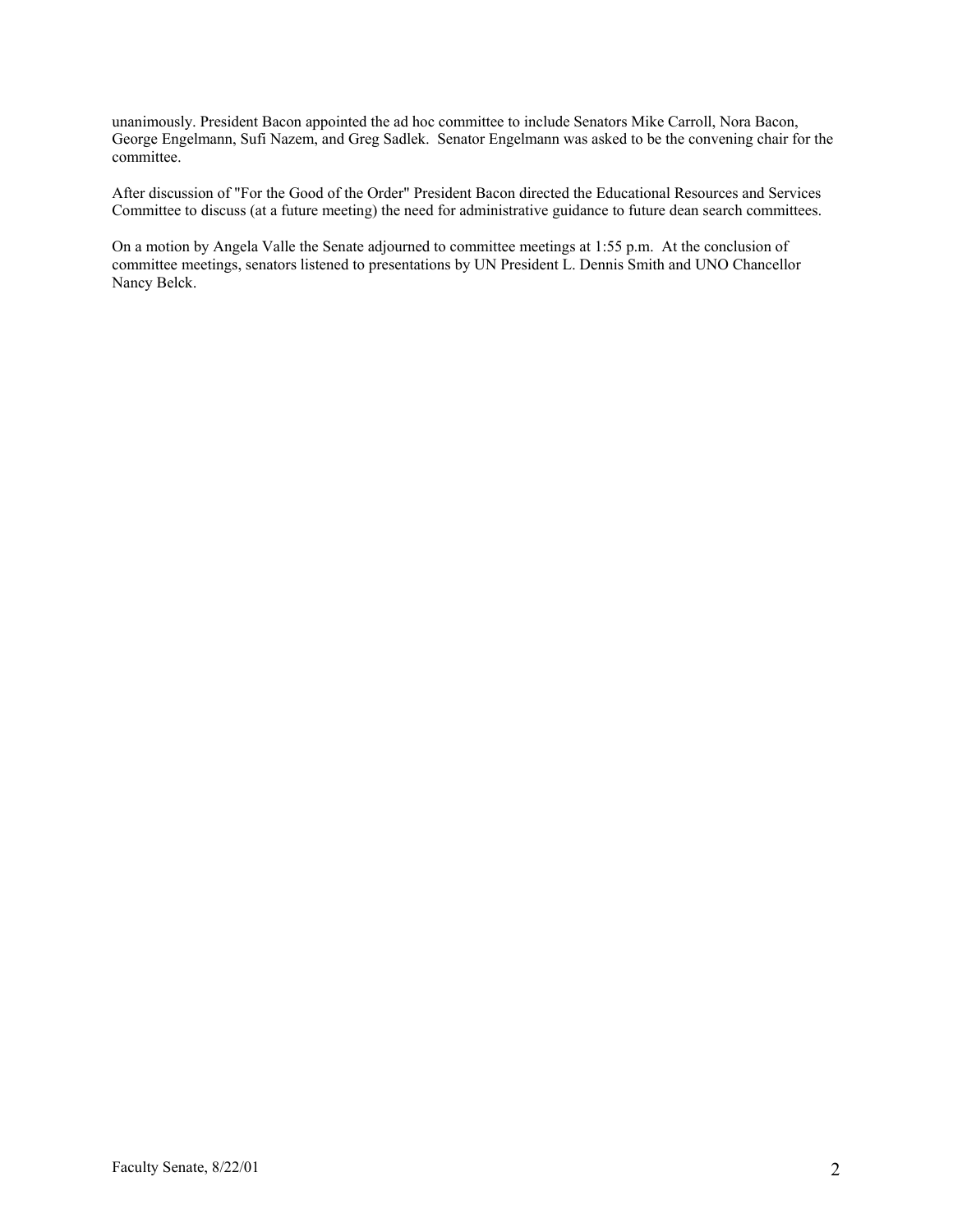unanimously. President Bacon appointed the ad hoc committee to include Senators Mike Carroll, Nora Bacon, George Engelmann, Sufi Nazem, and Greg Sadlek. Senator Engelmann was asked to be the convening chair for the committee.

After discussion of "For the Good of the Order" President Bacon directed the Educational Resources and Services Committee to discuss (at a future meeting) the need for administrative guidance to future dean search committees.

On a motion by Angela Valle the Senate adjourned to committee meetings at 1:55 p.m. At the conclusion of committee meetings, senators listened to presentations by UN President L. Dennis Smith and UNO Chancellor Nancy Belck.